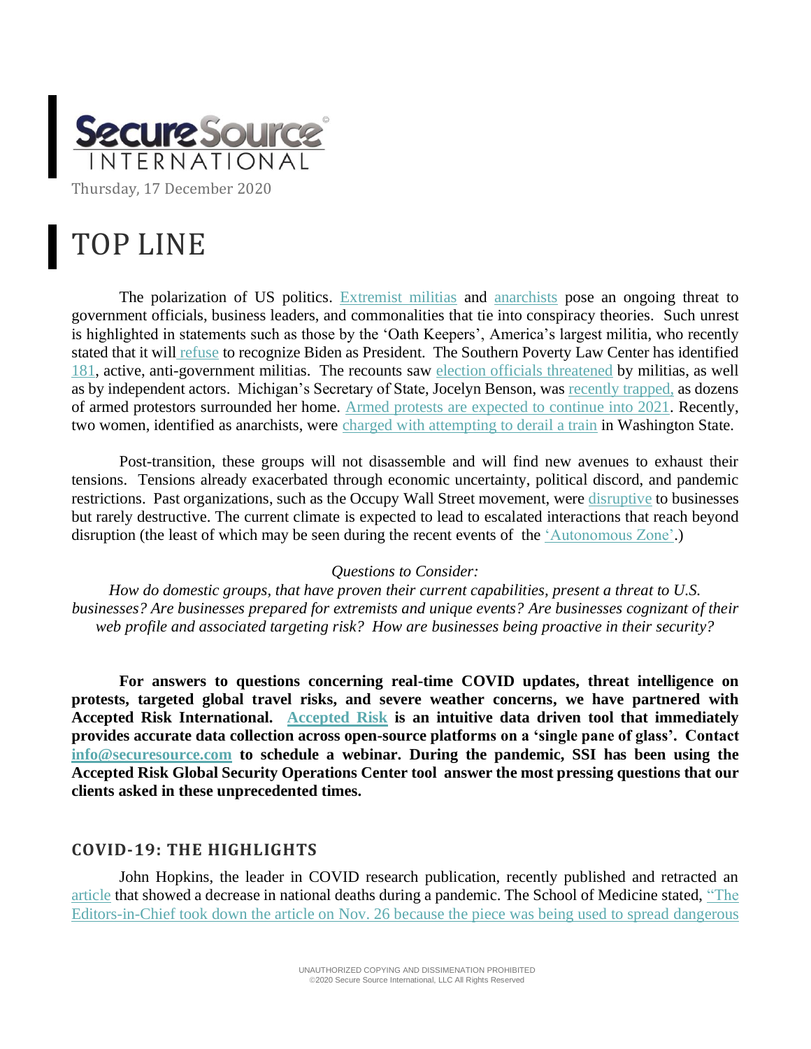Secure Source INTERNATIONAL

Thursday, 17 December 2020

# TOP LINE

The polarization of US politics. Extremist militias and anarchists pose an ongoing threat to government officials, business leaders, and commonalities that tie into conspiracy theories. Such unrest is highlighted in statements such as those by the 'Oath Keepers', America's largest militia, who recently stated that it will refuse to recognize Biden as President. The Southern Poverty Law Center has identified 181, active, anti-government militias. The recounts saw election officials threatened by militias, as well as by independent actors. Michigan's Secretary of State, Jocelyn Benson, was recently trapped, as dozens of armed protestors surrounded her home. Armed protests are expected to continue into 2021. Recently, two women, identified as anarchists, were charged with attempting to derail a train in Washington State.

Post-transition, these groups will not disassemble and will find new avenues to exhaust their tensions. Tensions already exacerbated through economic uncertainty, political discord, and pandemic restrictions. Past organizations, such as the Occupy Wall Street movement, were disruptive to businesses but rarely destructive. The current climate is expected to lead to escalated interactions that reach beyond disruption (the least of which may be seen during the recent events of the 'Autonomous Zone'.)

*Questions to Consider:*

*How do domestic groups, that have proven their current capabilities, present a threat to U.S. businesses? Are businesses prepared for extremists and unique events? Are businesses cognizant of their web profile and associated targeting risk? How are businesses being proactive in their security?*

**For answers to questions concerning real-time COVID updates, threat intelligence on protests, targeted global travel risks, and severe weather concerns, we have partnered with Accepted Risk International. Accepted Risk is an intuitive data driven tool that immediately provides accurate data collection across open-source platforms on a 'single pane of glass'. Contact info@securesource.com to schedule a webinar. During the pandemic, SSI has been using the Accepted Risk Global Security Operations Center tool answer the most pressing questions that our clients asked in these unprecedented times.**

## COVID-19: THE HIGHLIGHTS

John Hopkins, the leader in COVID research publication, recently published and retracted an article that showed a decrease in national deaths during a pandemic. The School of Medicine stated, "The Editors-in-Chief took down the article on Nov. 26 because the piece was being used to spread dangerous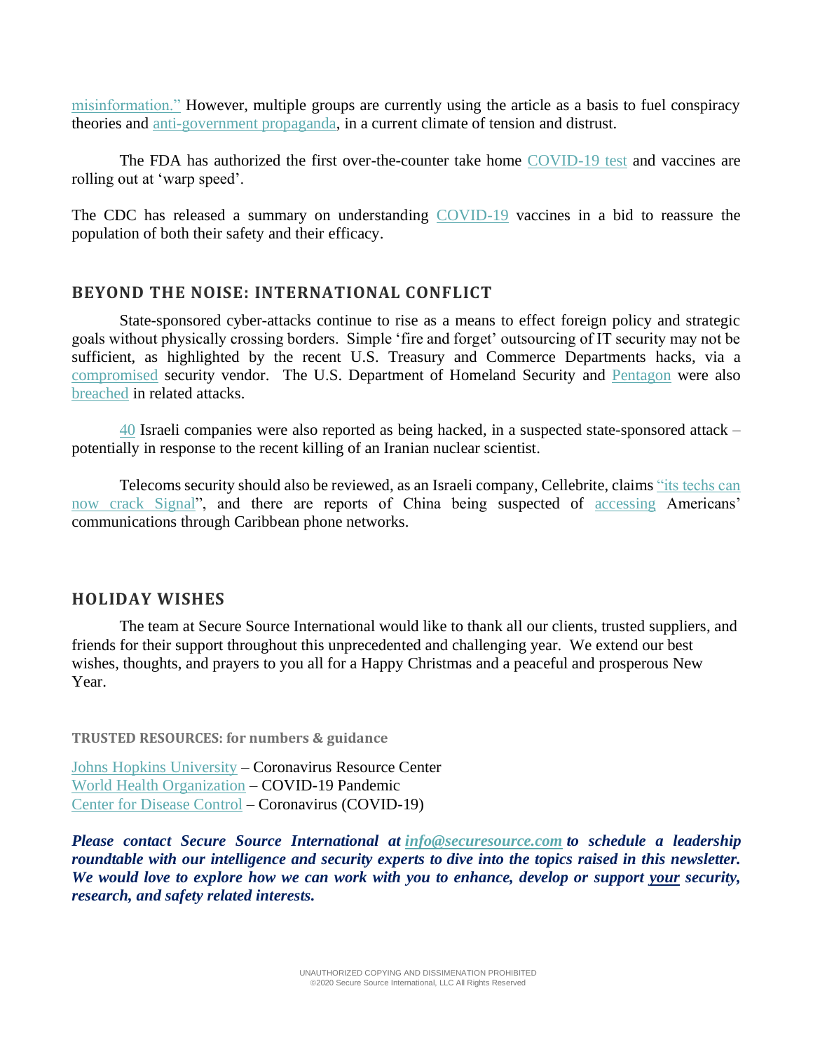misinformation." However, multiple groups are currently using the article as a basis to fuel conspiracy theories and anti-government propaganda, in a current climate of tension and distrust.

The FDA has authorized the first over-the-counter take home COVID-19 test and vaccines are rolling out at 'warp speed'.

The CDC has released a summary on understanding COVID-19 vaccines in a bid to reassure the population of both their safety and their efficacy.

## BEYOND THE NOISE: INTERNATIONAL CONFLICT

State-sponsored cyber-attacks continue to rise as a means to effect foreign policy and strategic goals without physically crossing borders. Simple 'fire and forget' outsourcing of IT security may not be sufficient, as highlighted by the recent U.S. Treasury and Commerce Departments hacks, via a compromised security vendor. The U.S. Department of Homeland Security and Pentagon were also breached in related attacks.

40 Israeli companies were also reported as being hacked, in a suspected state-sponsored attack – potentially in response to the recent killing of an Iranian nuclear scientist.

Telecoms security should also be reviewed, as an Israeli company, Cellebrite, claims "its techs can now crack Signal", and there are reports of China being suspected of accessing Americans' communications through Caribbean phone networks.

## HOLIDAY WISHES

The team at Secure Source International would like to thank all our clients, trusted suppliers, and friends for their support throughout this unprecedented and challenging year. We extend our best wishes, thoughts, and prayers to you all for a Happy Christmas and a peaceful and prosperous New Year.

**TRUSTED RESOURCES: for numbers & guidance**

Johns Hopkins University – Coronavirus Resource Center
World Health Organization – COVID-19 Pandemic
Center for Disease Control – Coronavirus (COVID-19)

***Please contact Secure Source International at info@secureresource.com to schedule a leadership roundtable with our intelligence and security experts to dive into the topics raised in this newsletter. We would love to explore how we can work with you to enhance, develop or support your security, research, and safety related interests.***

UNAUTHORIZED COPYING AND DISSIMENATION PROHIBITED
©2020 Secure Source International, LLC All Rights Reserved